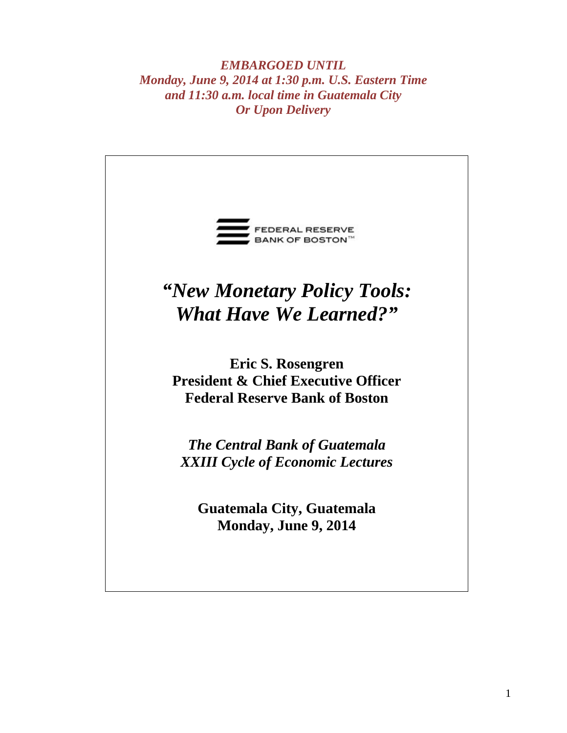*EMBARGOED UNTIL*
*Monday, June 9, 2014 at 1:30 p.m. U.S. Eastern Time*
*and 11:30 a.m. local time in Guatemala City*
*Or Upon Delivery*

FEDERAL RESERVE BANK OF BOSTON™

# *"New Monetary Policy Tools: What Have We Learned?"*

**Eric S. Rosengren**
**President & Chief Executive Officer**
**Federal Reserve Bank of Boston**

*The Central Bank of Guatemala*
*XXIII Cycle of Economic Lectures*

**Guatemala City, Guatemala**
**Monday, June 9, 2014**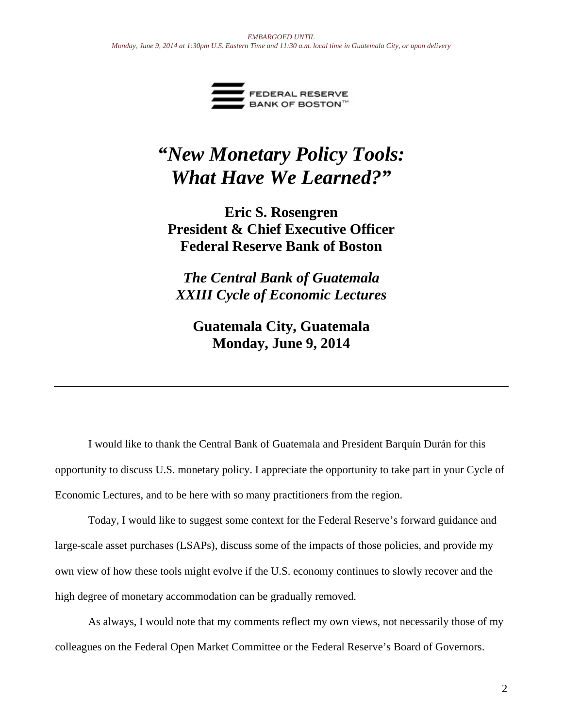*EMBARGOED UNTIL*
*Monday, June 9, 2014 at 1:30pm U.S. Eastern Time and 11:30 a.m. local time in Guatemala City, or upon delivery*

FEDERAL RESERVE BANK OF BOSTON™

# *"New Monetary Policy Tools: What Have We Learned?"*

**Eric S. Rosengren**
**President & Chief Executive Officer**
**Federal Reserve Bank of Boston**

***The Central Bank of Guatemala***
***XXIII Cycle of Economic Lectures***

**Guatemala City, Guatemala**
**Monday, June 9, 2014**

---

I would like to thank the Central Bank of Guatemala and President Barquín Durán for this opportunity to discuss U.S. monetary policy. I appreciate the opportunity to take part in your Cycle of Economic Lectures, and to be here with so many practitioners from the region.

Today, I would like to suggest some context for the Federal Reserve's forward guidance and large-scale asset purchases (LSAPs), discuss some of the impacts of those policies, and provide my own view of how these tools might evolve if the U.S. economy continues to slowly recover and the high degree of monetary accommodation can be gradually removed.

As always, I would note that my comments reflect my own views, not necessarily those of my colleagues on the Federal Open Market Committee or the Federal Reserve's Board of Governors.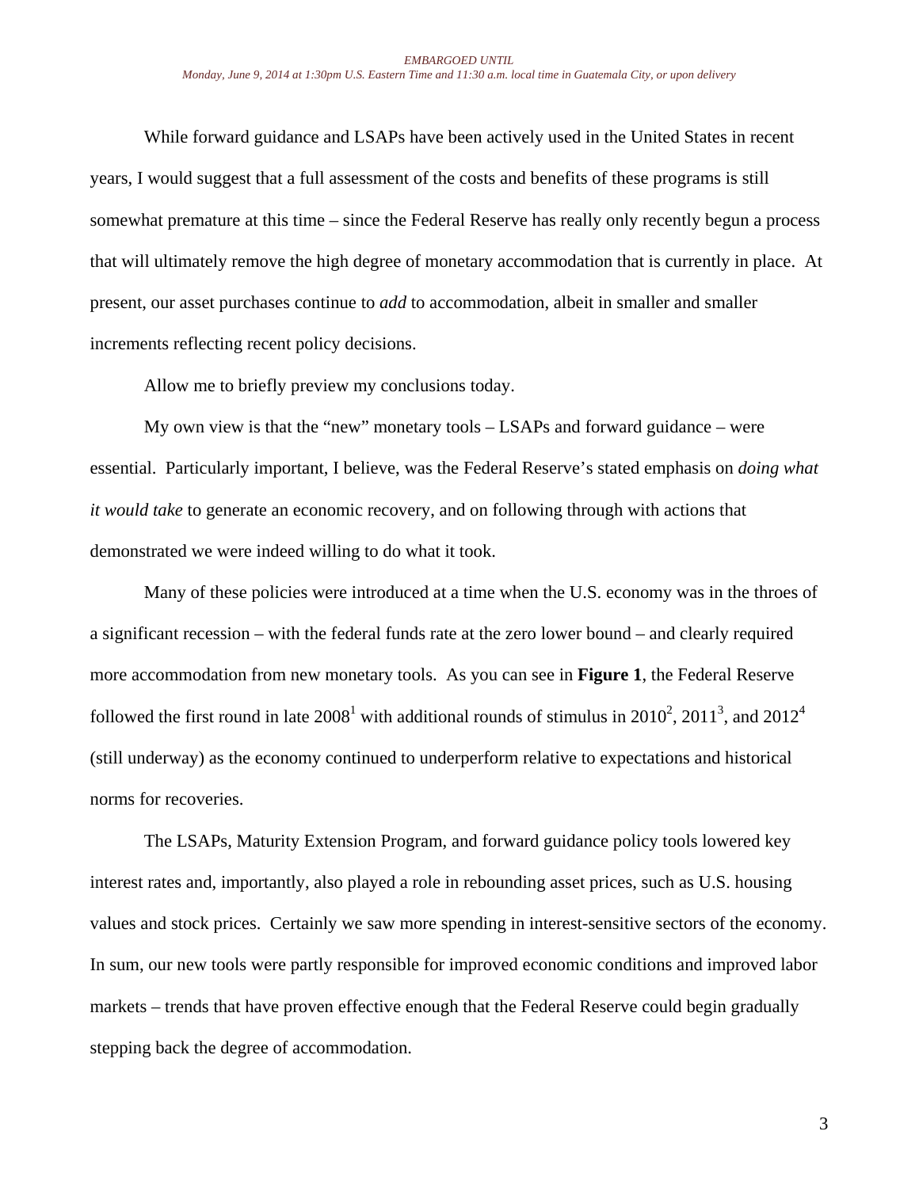While forward guidance and LSAPs have been actively used in the United States in recent years, I would suggest that a full assessment of the costs and benefits of these programs is still somewhat premature at this time – since the Federal Reserve has really only recently begun a process that will ultimately remove the high degree of monetary accommodation that is currently in place. At present, our asset purchases continue to *add* to accommodation, albeit in smaller and smaller increments reflecting recent policy decisions.

Allow me to briefly preview my conclusions today.

My own view is that the "new" monetary tools – LSAPs and forward guidance – were essential. Particularly important, I believe, was the Federal Reserve's stated emphasis on *doing what it would take* to generate an economic recovery, and on following through with actions that demonstrated we were indeed willing to do what it took.

Many of these policies were introduced at a time when the U.S. economy was in the throes of a significant recession – with the federal funds rate at the zero lower bound – and clearly required more accommodation from new monetary tools. As you can see in **Figure 1**, the Federal Reserve followed the first round in late 2008[1] with additional rounds of stimulus in 2010[2], 2011[3], and 2012[4] (still underway) as the economy continued to underperform relative to expectations and historical norms for recoveries.

The LSAPs, Maturity Extension Program, and forward guidance policy tools lowered key interest rates and, importantly, also played a role in rebounding asset prices, such as U.S. housing values and stock prices. Certainly we saw more spending in interest-sensitive sectors of the economy. In sum, our new tools were partly responsible for improved economic conditions and improved labor markets – trends that have proven effective enough that the Federal Reserve could begin gradually stepping back the degree of accommodation.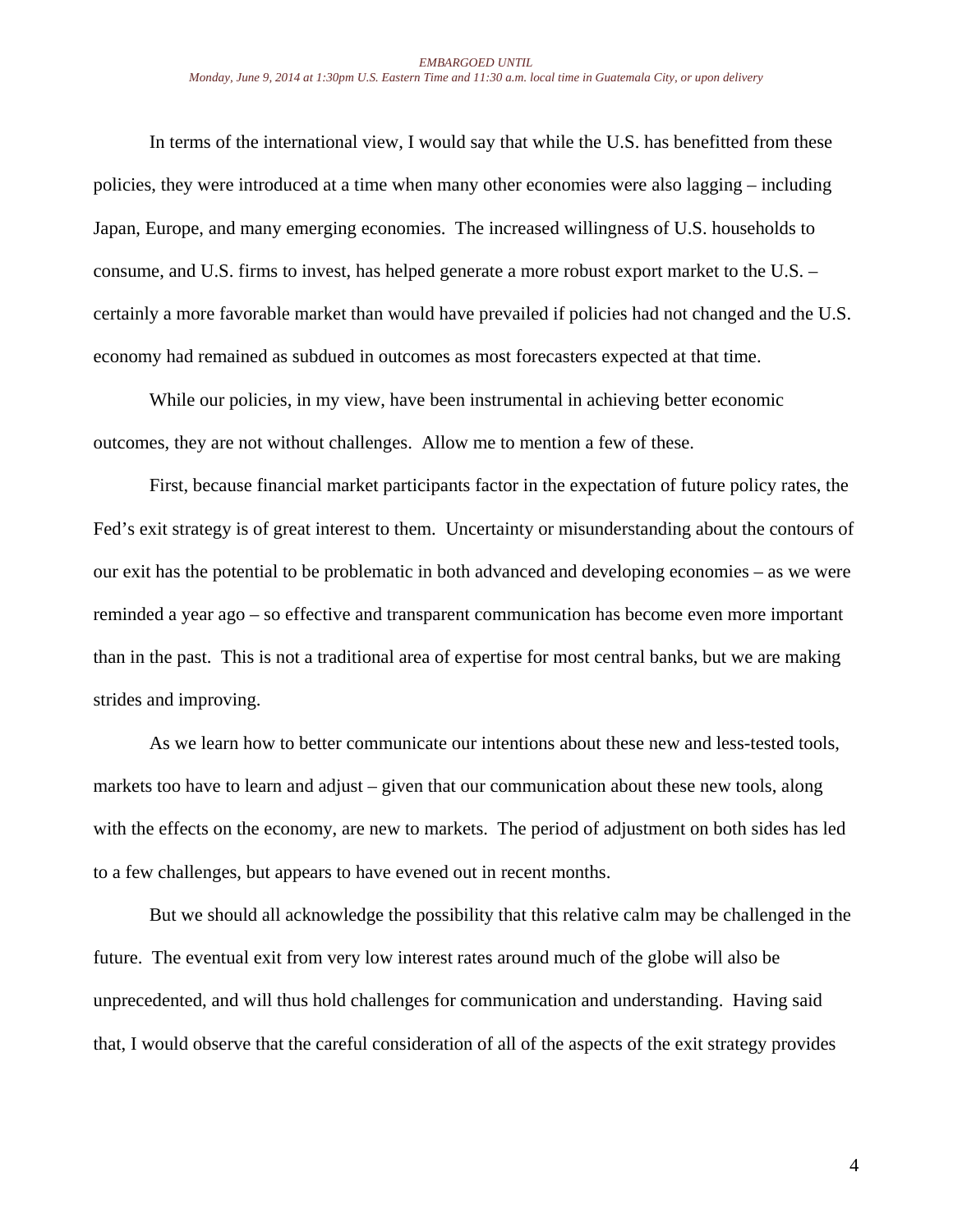In terms of the international view, I would say that while the U.S. has benefitted from these policies, they were introduced at a time when many other economies were also lagging – including Japan, Europe, and many emerging economies. The increased willingness of U.S. households to consume, and U.S. firms to invest, has helped generate a more robust export market to the U.S. – certainly a more favorable market than would have prevailed if policies had not changed and the U.S. economy had remained as subdued in outcomes as most forecasters expected at that time.

While our policies, in my view, have been instrumental in achieving better economic outcomes, they are not without challenges. Allow me to mention a few of these.

First, because financial market participants factor in the expectation of future policy rates, the Fed's exit strategy is of great interest to them. Uncertainty or misunderstanding about the contours of our exit has the potential to be problematic in both advanced and developing economies – as we were reminded a year ago – so effective and transparent communication has become even more important than in the past. This is not a traditional area of expertise for most central banks, but we are making strides and improving.

As we learn how to better communicate our intentions about these new and less-tested tools, markets too have to learn and adjust – given that our communication about these new tools, along with the effects on the economy, are new to markets. The period of adjustment on both sides has led to a few challenges, but appears to have evened out in recent months.

But we should all acknowledge the possibility that this relative calm may be challenged in the future. The eventual exit from very low interest rates around much of the globe will also be unprecedented, and will thus hold challenges for communication and understanding. Having said that, I would observe that the careful consideration of all of the aspects of the exit strategy provides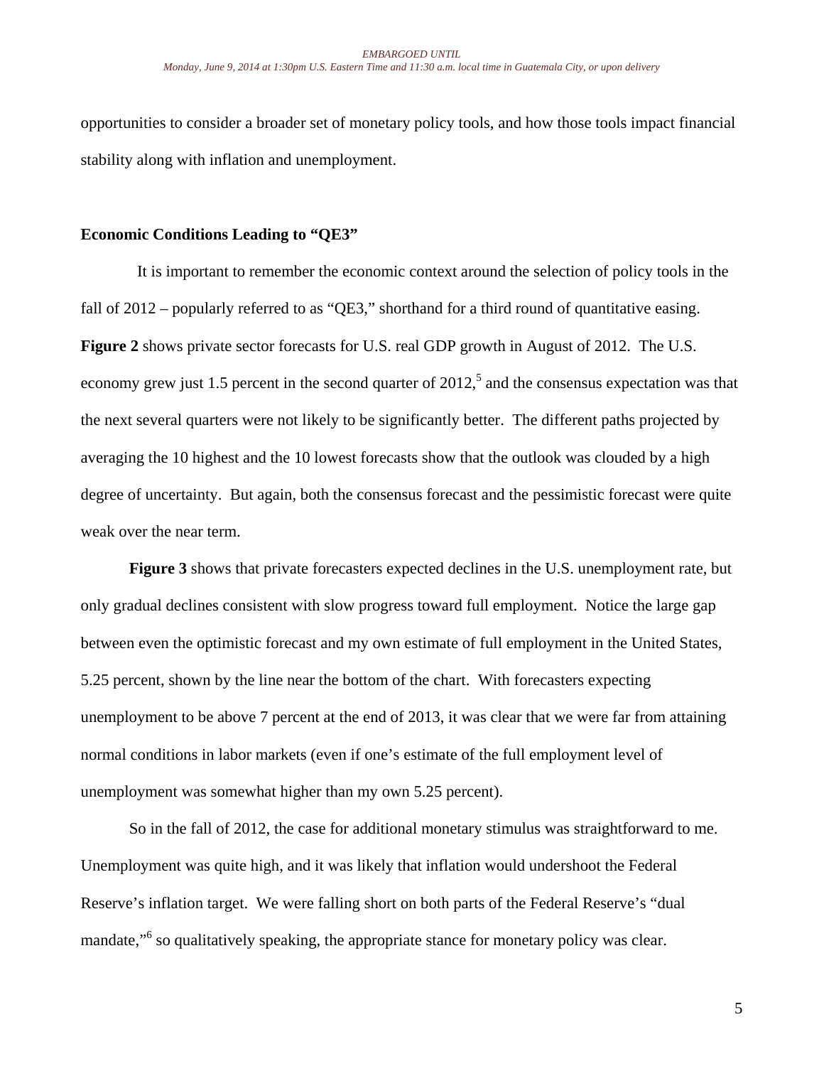opportunities to consider a broader set of monetary policy tools, and how those tools impact financial stability along with inflation and unemployment.

**Economic Conditions Leading to "QE3"**

It is important to remember the economic context around the selection of policy tools in the fall of 2012 – popularly referred to as "QE3," shorthand for a third round of quantitative easing. **Figure 2** shows private sector forecasts for U.S. real GDP growth in August of 2012. The U.S. economy grew just 1.5 percent in the second quarter of 2012,[5] and the consensus expectation was that the next several quarters were not likely to be significantly better. The different paths projected by averaging the 10 highest and the 10 lowest forecasts show that the outlook was clouded by a high degree of uncertainty. But again, both the consensus forecast and the pessimistic forecast were quite weak over the near term.

**Figure 3** shows that private forecasters expected declines in the U.S. unemployment rate, but only gradual declines consistent with slow progress toward full employment. Notice the large gap between even the optimistic forecast and my own estimate of full employment in the United States, 5.25 percent, shown by the line near the bottom of the chart. With forecasters expecting unemployment to be above 7 percent at the end of 2013, it was clear that we were far from attaining normal conditions in labor markets (even if one's estimate of the full employment level of unemployment was somewhat higher than my own 5.25 percent).

So in the fall of 2012, the case for additional monetary stimulus was straightforward to me. Unemployment was quite high, and it was likely that inflation would undershoot the Federal Reserve's inflation target. We were falling short on both parts of the Federal Reserve's "dual mandate,"[6] so qualitatively speaking, the appropriate stance for monetary policy was clear.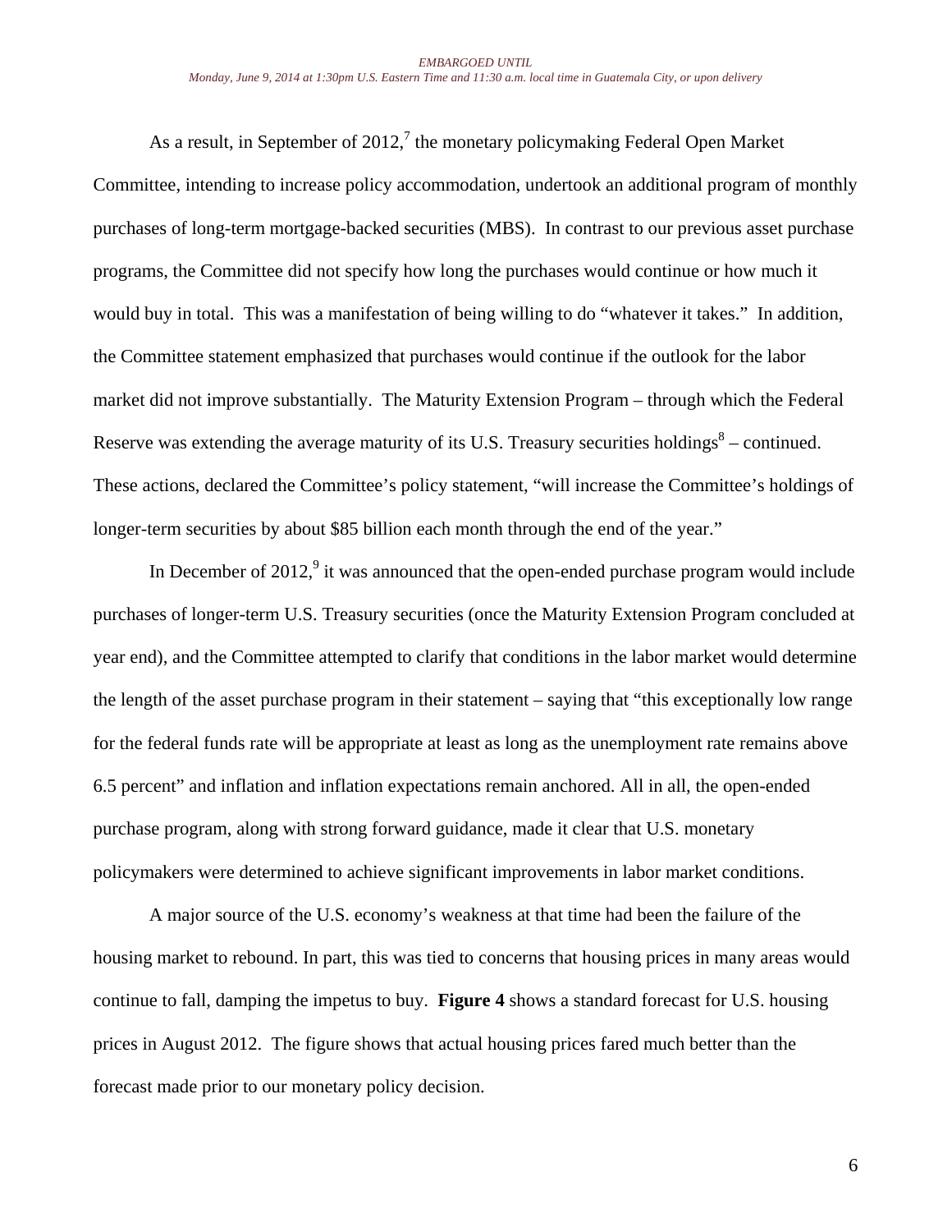As a result, in September of 2012,[7] the monetary policymaking Federal Open Market Committee, intending to increase policy accommodation, undertook an additional program of monthly purchases of long-term mortgage-backed securities (MBS). In contrast to our previous asset purchase programs, the Committee did not specify how long the purchases would continue or how much it would buy in total. This was a manifestation of being willing to do "whatever it takes." In addition, the Committee statement emphasized that purchases would continue if the outlook for the labor market did not improve substantially. The Maturity Extension Program – through which the Federal Reserve was extending the average maturity of its U.S. Treasury securities holdings[8] – continued. These actions, declared the Committee's policy statement, "will increase the Committee's holdings of longer-term securities by about $85 billion each month through the end of the year."

In December of 2012,[9] it was announced that the open-ended purchase program would include purchases of longer-term U.S. Treasury securities (once the Maturity Extension Program concluded at year end), and the Committee attempted to clarify that conditions in the labor market would determine the length of the asset purchase program in their statement – saying that "this exceptionally low range for the federal funds rate will be appropriate at least as long as the unemployment rate remains above 6.5 percent" and inflation and inflation expectations remain anchored. All in all, the open-ended purchase program, along with strong forward guidance, made it clear that U.S. monetary policymakers were determined to achieve significant improvements in labor market conditions.

A major source of the U.S. economy's weakness at that time had been the failure of the housing market to rebound. In part, this was tied to concerns that housing prices in many areas would continue to fall, damping the impetus to buy. **Figure 4** shows a standard forecast for U.S. housing prices in August 2012. The figure shows that actual housing prices fared much better than the forecast made prior to our monetary policy decision.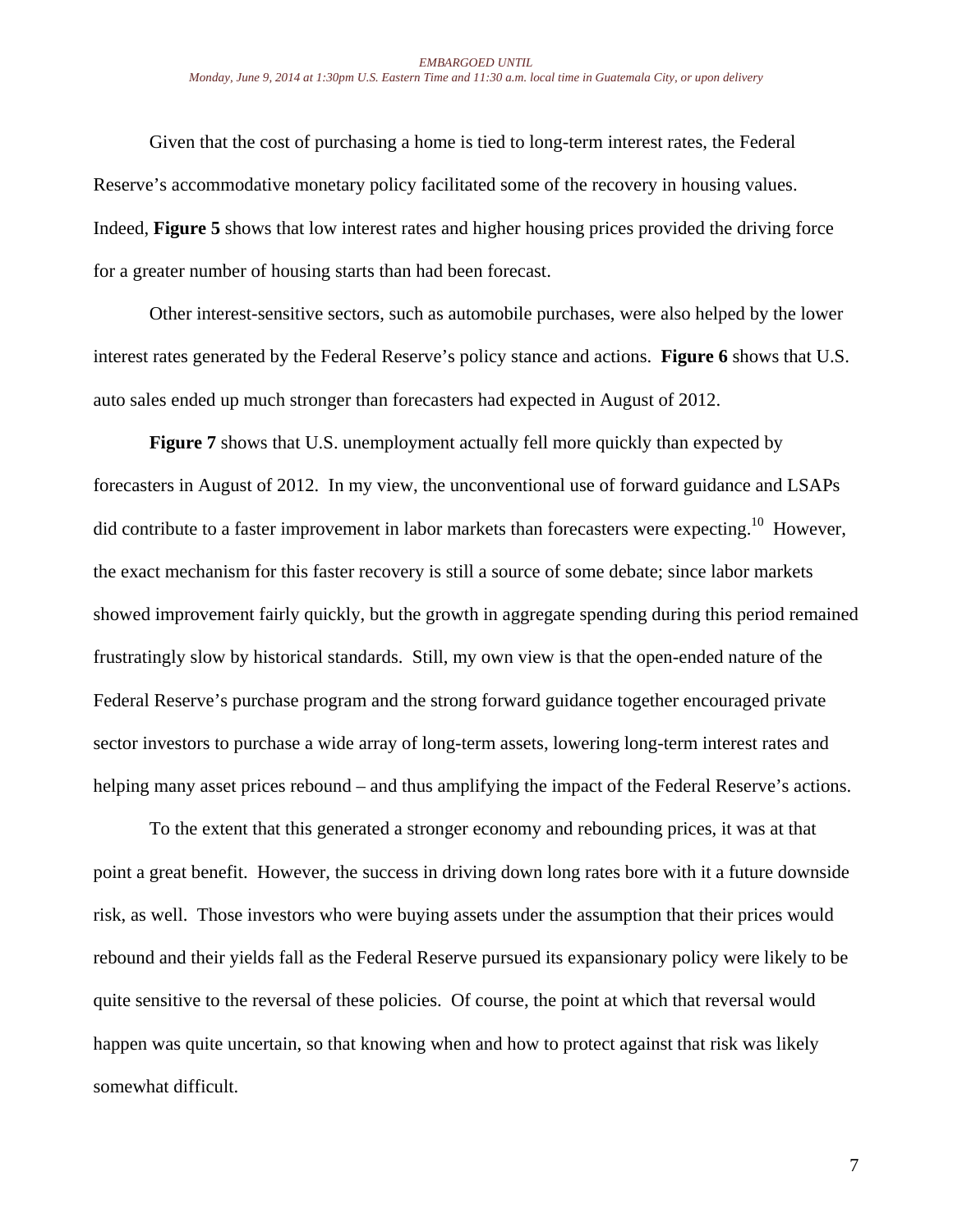Given that the cost of purchasing a home is tied to long-term interest rates, the Federal Reserve's accommodative monetary policy facilitated some of the recovery in housing values. Indeed, **Figure 5** shows that low interest rates and higher housing prices provided the driving force for a greater number of housing starts than had been forecast.

Other interest-sensitive sectors, such as automobile purchases, were also helped by the lower interest rates generated by the Federal Reserve's policy stance and actions. **Figure 6** shows that U.S. auto sales ended up much stronger than forecasters had expected in August of 2012.

**Figure 7** shows that U.S. unemployment actually fell more quickly than expected by forecasters in August of 2012. In my view, the unconventional use of forward guidance and LSAPs did contribute to a faster improvement in labor markets than forecasters were expecting.[10] However, the exact mechanism for this faster recovery is still a source of some debate; since labor markets showed improvement fairly quickly, but the growth in aggregate spending during this period remained frustratingly slow by historical standards. Still, my own view is that the open-ended nature of the Federal Reserve's purchase program and the strong forward guidance together encouraged private sector investors to purchase a wide array of long-term assets, lowering long-term interest rates and helping many asset prices rebound – and thus amplifying the impact of the Federal Reserve's actions.

To the extent that this generated a stronger economy and rebounding prices, it was at that point a great benefit. However, the success in driving down long rates bore with it a future downside risk, as well. Those investors who were buying assets under the assumption that their prices would rebound and their yields fall as the Federal Reserve pursued its expansionary policy were likely to be quite sensitive to the reversal of these policies. Of course, the point at which that reversal would happen was quite uncertain, so that knowing when and how to protect against that risk was likely somewhat difficult.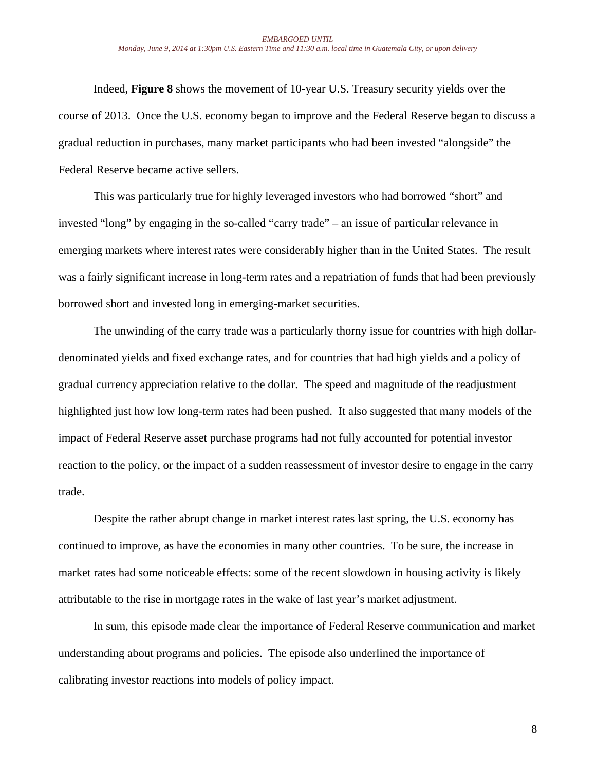Indeed, **Figure 8** shows the movement of 10-year U.S. Treasury security yields over the course of 2013. Once the U.S. economy began to improve and the Federal Reserve began to discuss a gradual reduction in purchases, many market participants who had been invested "alongside" the Federal Reserve became active sellers.

This was particularly true for highly leveraged investors who had borrowed "short" and invested "long" by engaging in the so-called "carry trade" – an issue of particular relevance in emerging markets where interest rates were considerably higher than in the United States. The result was a fairly significant increase in long-term rates and a repatriation of funds that had been previously borrowed short and invested long in emerging-market securities.

The unwinding of the carry trade was a particularly thorny issue for countries with high dollar-denominated yields and fixed exchange rates, and for countries that had high yields and a policy of gradual currency appreciation relative to the dollar. The speed and magnitude of the readjustment highlighted just how low long-term rates had been pushed. It also suggested that many models of the impact of Federal Reserve asset purchase programs had not fully accounted for potential investor reaction to the policy, or the impact of a sudden reassessment of investor desire to engage in the carry trade.

Despite the rather abrupt change in market interest rates last spring, the U.S. economy has continued to improve, as have the economies in many other countries. To be sure, the increase in market rates had some noticeable effects: some of the recent slowdown in housing activity is likely attributable to the rise in mortgage rates in the wake of last year's market adjustment.

In sum, this episode made clear the importance of Federal Reserve communication and market understanding about programs and policies. The episode also underlined the importance of calibrating investor reactions into models of policy impact.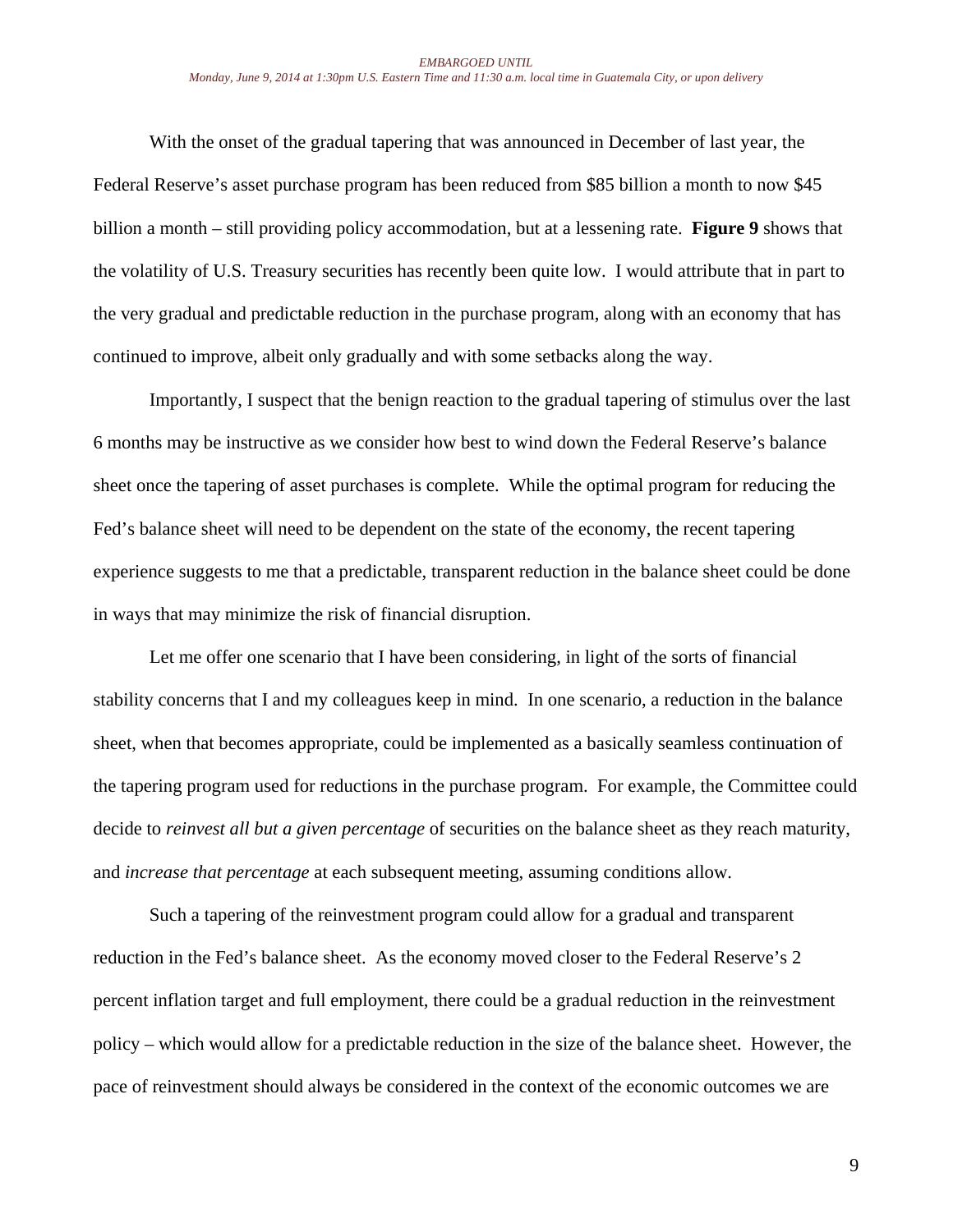With the onset of the gradual tapering that was announced in December of last year, the Federal Reserve's asset purchase program has been reduced from $85 billion a month to now $45 billion a month – still providing policy accommodation, but at a lessening rate. **Figure 9** shows that the volatility of U.S. Treasury securities has recently been quite low. I would attribute that in part to the very gradual and predictable reduction in the purchase program, along with an economy that has continued to improve, albeit only gradually and with some setbacks along the way.

Importantly, I suspect that the benign reaction to the gradual tapering of stimulus over the last 6 months may be instructive as we consider how best to wind down the Federal Reserve's balance sheet once the tapering of asset purchases is complete. While the optimal program for reducing the Fed's balance sheet will need to be dependent on the state of the economy, the recent tapering experience suggests to me that a predictable, transparent reduction in the balance sheet could be done in ways that may minimize the risk of financial disruption.

Let me offer one scenario that I have been considering, in light of the sorts of financial stability concerns that I and my colleagues keep in mind. In one scenario, a reduction in the balance sheet, when that becomes appropriate, could be implemented as a basically seamless continuation of the tapering program used for reductions in the purchase program. For example, the Committee could decide to *reinvest all but a given percentage* of securities on the balance sheet as they reach maturity, and *increase that percentage* at each subsequent meeting, assuming conditions allow.

Such a tapering of the reinvestment program could allow for a gradual and transparent reduction in the Fed's balance sheet. As the economy moved closer to the Federal Reserve's 2 percent inflation target and full employment, there could be a gradual reduction in the reinvestment policy – which would allow for a predictable reduction in the size of the balance sheet. However, the pace of reinvestment should always be considered in the context of the economic outcomes we are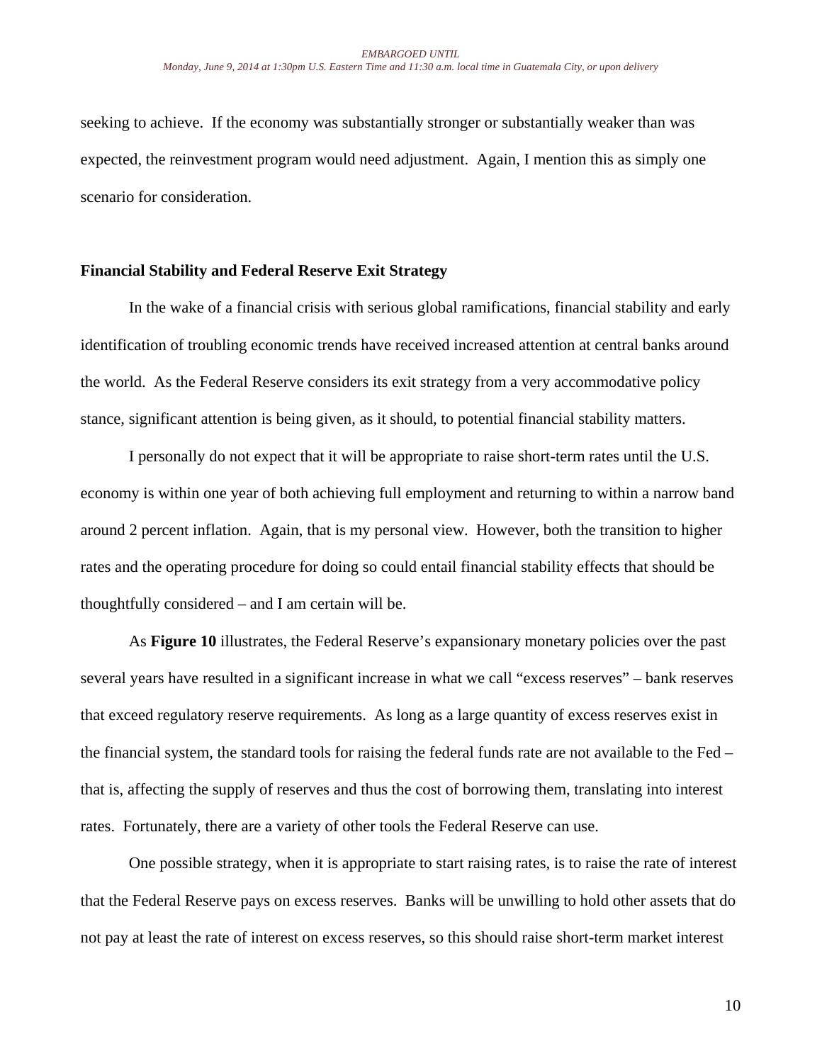seeking to achieve. If the economy was substantially stronger or substantially weaker than was expected, the reinvestment program would need adjustment. Again, I mention this as simply one scenario for consideration.

## Financial Stability and Federal Reserve Exit Strategy

In the wake of a financial crisis with serious global ramifications, financial stability and early identification of troubling economic trends have received increased attention at central banks around the world. As the Federal Reserve considers its exit strategy from a very accommodative policy stance, significant attention is being given, as it should, to potential financial stability matters.

I personally do not expect that it will be appropriate to raise short-term rates until the U.S. economy is within one year of both achieving full employment and returning to within a narrow band around 2 percent inflation. Again, that is my personal view. However, both the transition to higher rates and the operating procedure for doing so could entail financial stability effects that should be thoughtfully considered – and I am certain will be.

As **Figure 10** illustrates, the Federal Reserve's expansionary monetary policies over the past several years have resulted in a significant increase in what we call "excess reserves" – bank reserves that exceed regulatory reserve requirements. As long as a large quantity of excess reserves exist in the financial system, the standard tools for raising the federal funds rate are not available to the Fed – that is, affecting the supply of reserves and thus the cost of borrowing them, translating into interest rates. Fortunately, there are a variety of other tools the Federal Reserve can use.

One possible strategy, when it is appropriate to start raising rates, is to raise the rate of interest that the Federal Reserve pays on excess reserves. Banks will be unwilling to hold other assets that do not pay at least the rate of interest on excess reserves, so this should raise short-term market interest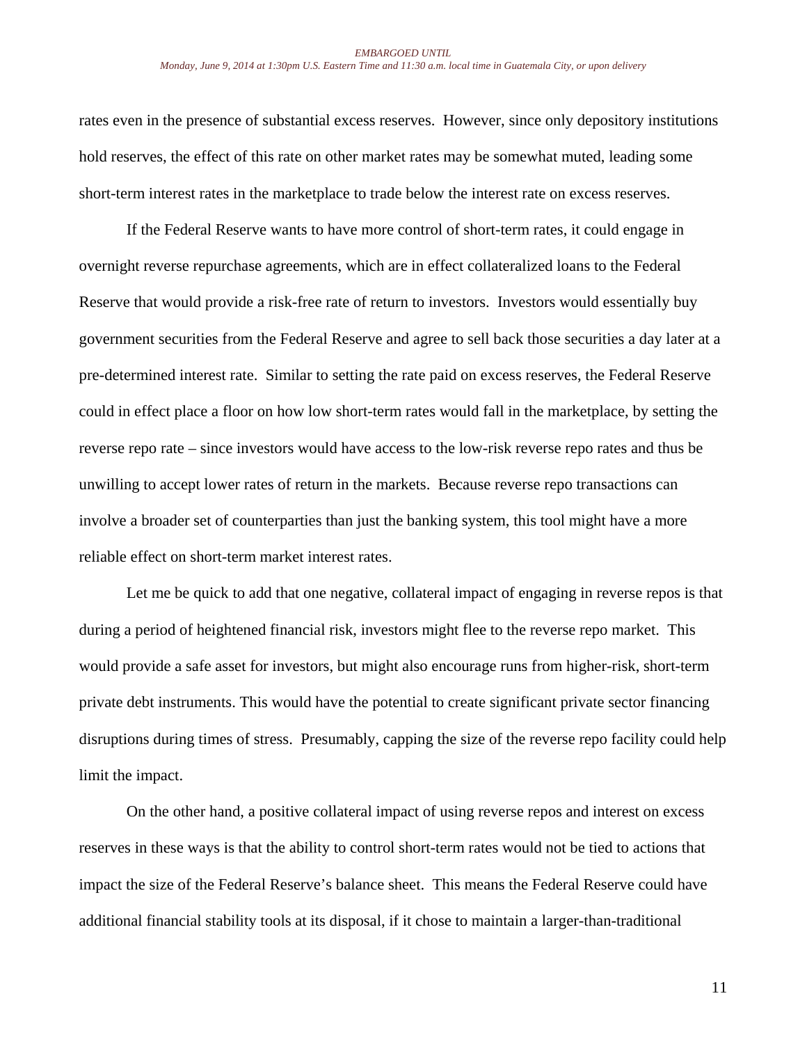rates even in the presence of substantial excess reserves. However, since only depository institutions hold reserves, the effect of this rate on other market rates may be somewhat muted, leading some short-term interest rates in the marketplace to trade below the interest rate on excess reserves.

If the Federal Reserve wants to have more control of short-term rates, it could engage in overnight reverse repurchase agreements, which are in effect collateralized loans to the Federal Reserve that would provide a risk-free rate of return to investors. Investors would essentially buy government securities from the Federal Reserve and agree to sell back those securities a day later at a pre-determined interest rate. Similar to setting the rate paid on excess reserves, the Federal Reserve could in effect place a floor on how low short-term rates would fall in the marketplace, by setting the reverse repo rate – since investors would have access to the low-risk reverse repo rates and thus be unwilling to accept lower rates of return in the markets. Because reverse repo transactions can involve a broader set of counterparties than just the banking system, this tool might have a more reliable effect on short-term market interest rates.

Let me be quick to add that one negative, collateral impact of engaging in reverse repos is that during a period of heightened financial risk, investors might flee to the reverse repo market. This would provide a safe asset for investors, but might also encourage runs from higher-risk, short-term private debt instruments. This would have the potential to create significant private sector financing disruptions during times of stress. Presumably, capping the size of the reverse repo facility could help limit the impact.

On the other hand, a positive collateral impact of using reverse repos and interest on excess reserves in these ways is that the ability to control short-term rates would not be tied to actions that impact the size of the Federal Reserve's balance sheet. This means the Federal Reserve could have additional financial stability tools at its disposal, if it chose to maintain a larger-than-traditional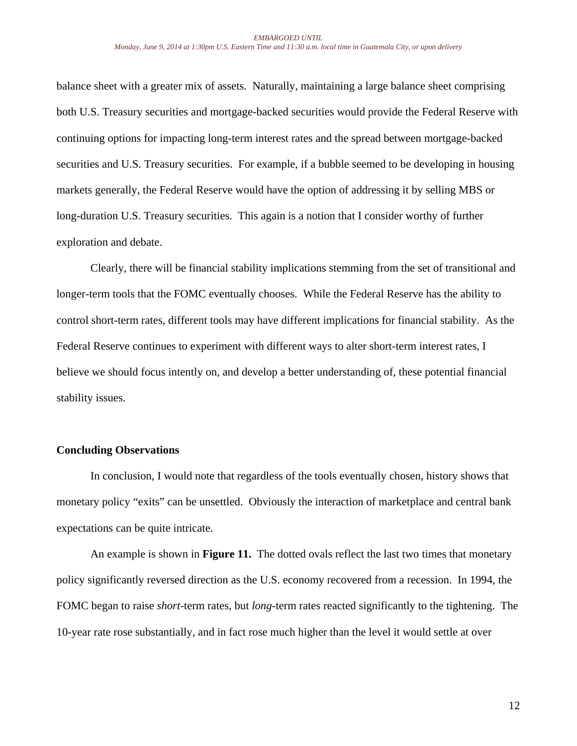balance sheet with a greater mix of assets. Naturally, maintaining a large balance sheet comprising both U.S. Treasury securities and mortgage-backed securities would provide the Federal Reserve with continuing options for impacting long-term interest rates and the spread between mortgage-backed securities and U.S. Treasury securities. For example, if a bubble seemed to be developing in housing markets generally, the Federal Reserve would have the option of addressing it by selling MBS or long-duration U.S. Treasury securities. This again is a notion that I consider worthy of further exploration and debate.

Clearly, there will be financial stability implications stemming from the set of transitional and longer-term tools that the FOMC eventually chooses. While the Federal Reserve has the ability to control short-term rates, different tools may have different implications for financial stability. As the Federal Reserve continues to experiment with different ways to alter short-term interest rates, I believe we should focus intently on, and develop a better understanding of, these potential financial stability issues.

**Concluding Observations**

In conclusion, I would note that regardless of the tools eventually chosen, history shows that monetary policy "exits" can be unsettled. Obviously the interaction of marketplace and central bank expectations can be quite intricate.

An example is shown in **Figure 11.** The dotted ovals reflect the last two times that monetary policy significantly reversed direction as the U.S. economy recovered from a recession. In 1994, the FOMC began to raise *short*-term rates, but *long*-term rates reacted significantly to the tightening. The 10-year rate rose substantially, and in fact rose much higher than the level it would settle at over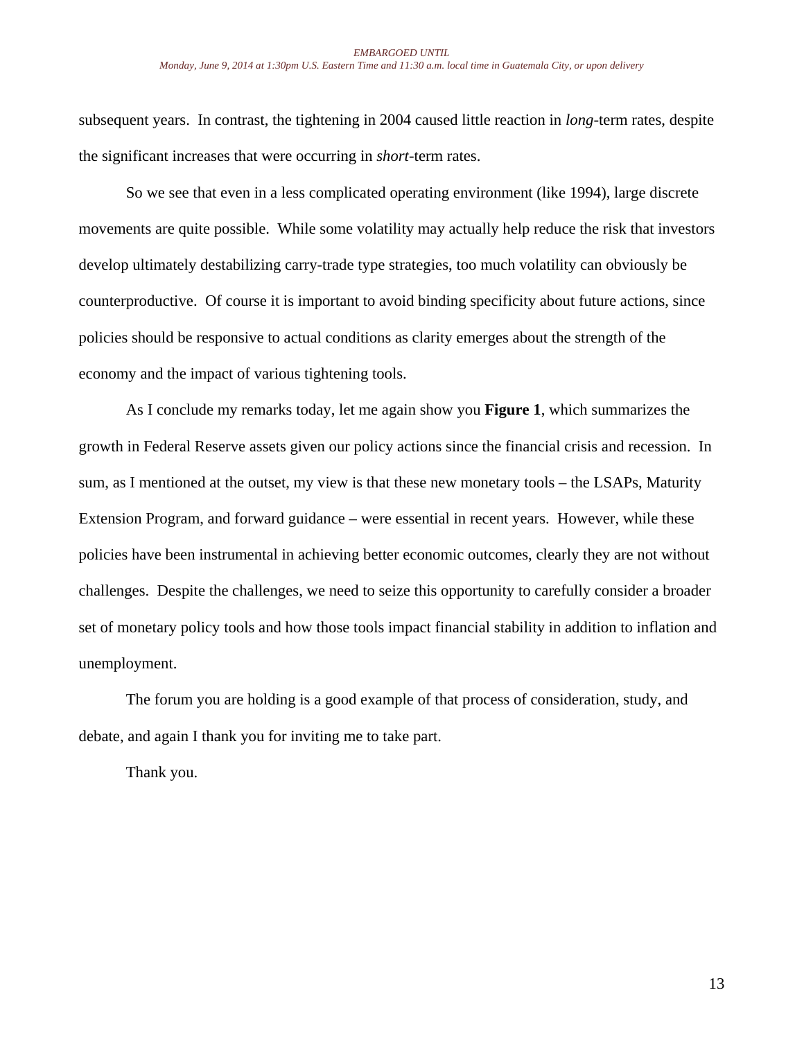subsequent years. In contrast, the tightening in 2004 caused little reaction in *long*-term rates, despite the significant increases that were occurring in *short*-term rates.

So we see that even in a less complicated operating environment (like 1994), large discrete movements are quite possible. While some volatility may actually help reduce the risk that investors develop ultimately destabilizing carry-trade type strategies, too much volatility can obviously be counterproductive. Of course it is important to avoid binding specificity about future actions, since policies should be responsive to actual conditions as clarity emerges about the strength of the economy and the impact of various tightening tools.

As I conclude my remarks today, let me again show you **Figure 1**, which summarizes the growth in Federal Reserve assets given our policy actions since the financial crisis and recession. In sum, as I mentioned at the outset, my view is that these new monetary tools – the LSAPs, Maturity Extension Program, and forward guidance – were essential in recent years. However, while these policies have been instrumental in achieving better economic outcomes, clearly they are not without challenges. Despite the challenges, we need to seize this opportunity to carefully consider a broader set of monetary policy tools and how those tools impact financial stability in addition to inflation and unemployment.

The forum you are holding is a good example of that process of consideration, study, and debate, and again I thank you for inviting me to take part.

Thank you.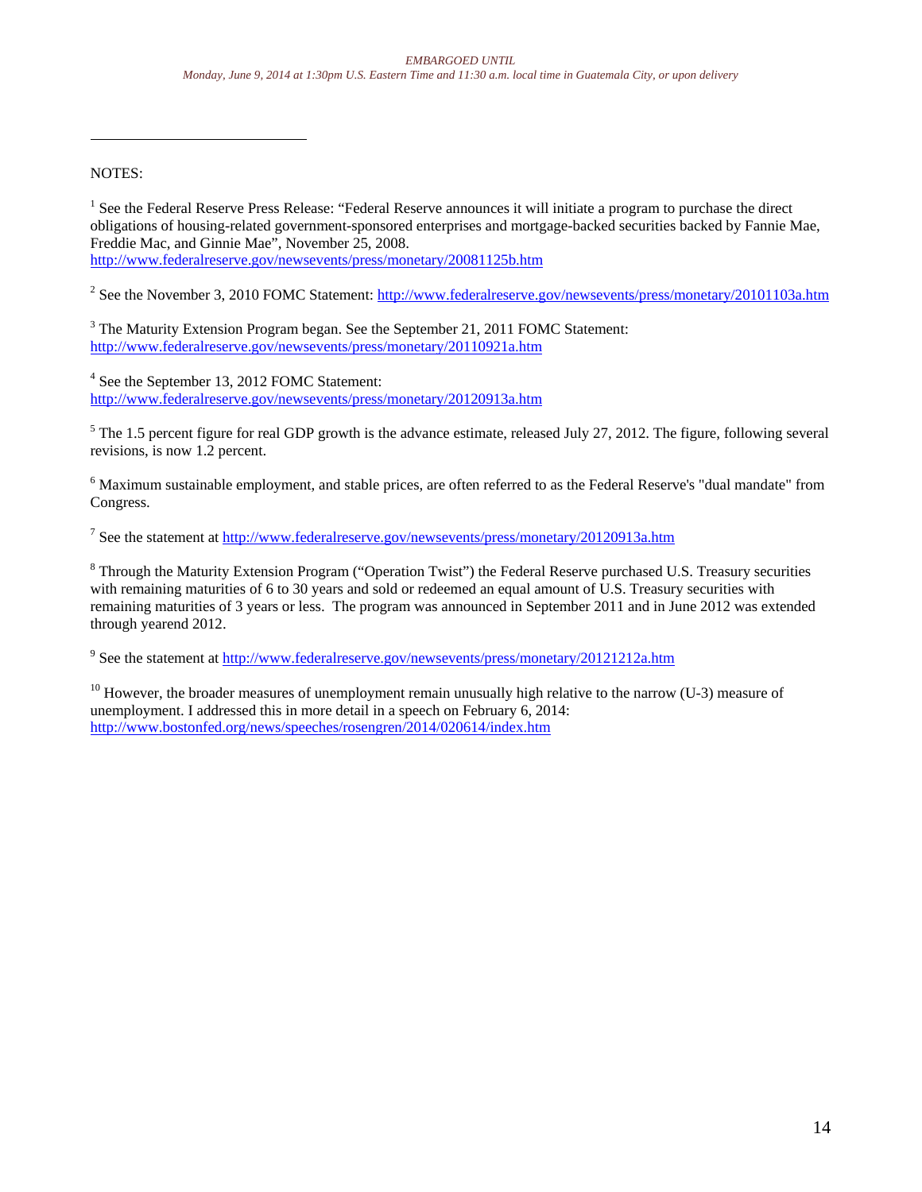NOTES:

[1] See the Federal Reserve Press Release: "Federal Reserve announces it will initiate a program to purchase the direct obligations of housing-related government-sponsored enterprises and mortgage-backed securities backed by Fannie Mae, Freddie Mac, and Ginnie Mae", November 25, 2008. http://www.federalreserve.gov/newsevents/press/monetary/20081125b.htm

[2] See the November 3, 2010 FOMC Statement: http://www.federalreserve.gov/newsevents/press/monetary/20101103a.htm

[3] The Maturity Extension Program began. See the September 21, 2011 FOMC Statement: http://www.federalreserve.gov/newsevents/press/monetary/20110921a.htm

[4] See the September 13, 2012 FOMC Statement: http://www.federalreserve.gov/newsevents/press/monetary/20120913a.htm

[5] The 1.5 percent figure for real GDP growth is the advance estimate, released July 27, 2012. The figure, following several revisions, is now 1.2 percent.

[6] Maximum sustainable employment, and stable prices, are often referred to as the Federal Reserve's "dual mandate" from Congress.

[7] See the statement at http://www.federalreserve.gov/newsevents/press/monetary/20120913a.htm

[8] Through the Maturity Extension Program ("Operation Twist") the Federal Reserve purchased U.S. Treasury securities with remaining maturities of 6 to 30 years and sold or redeemed an equal amount of U.S. Treasury securities with remaining maturities of 3 years or less. The program was announced in September 2011 and in June 2012 was extended through yearend 2012.

[9] See the statement at http://www.federalreserve.gov/newsevents/press/monetary/20121212a.htm

[10] However, the broader measures of unemployment remain unusually high relative to the narrow (U-3) measure of unemployment. I addressed this in more detail in a speech on February 6, 2014: http://www.bostonfed.org/news/speeches/rosengren/2014/020614/index.htm